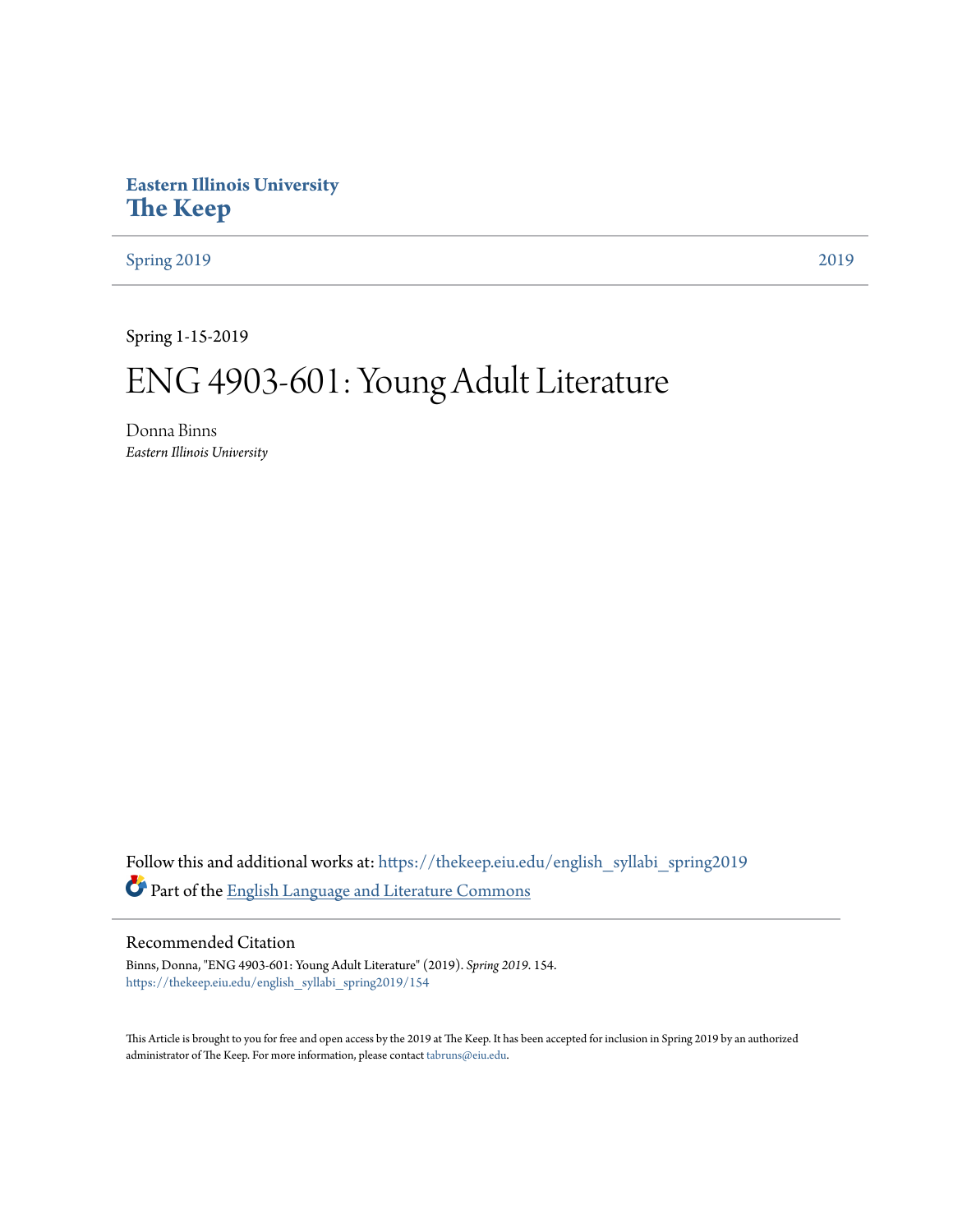Eastern Illinois University
**The Keep**

Spring 2019 | 2019

Spring 1-15-2019

# ENG 4903-601: Young Adult Literature

Donna Binns
*Eastern Illinois University*

Follow this and additional works at: https://thekeep.eiu.edu/english_syllabi_spring2019

Part of the English Language and Literature Commons

## Recommended Citation

Binns, Donna, "ENG 4903-601: Young Adult Literature" (2019). *Spring 2019*. 154.
https://thekeep.eiu.edu/english_syllabi_spring2019/154

This Article is brought to you for free and open access by the 2019 at The Keep. It has been accepted for inclusion in Spring 2019 by an authorized administrator of The Keep. For more information, please contact tabruns@eiu.edu.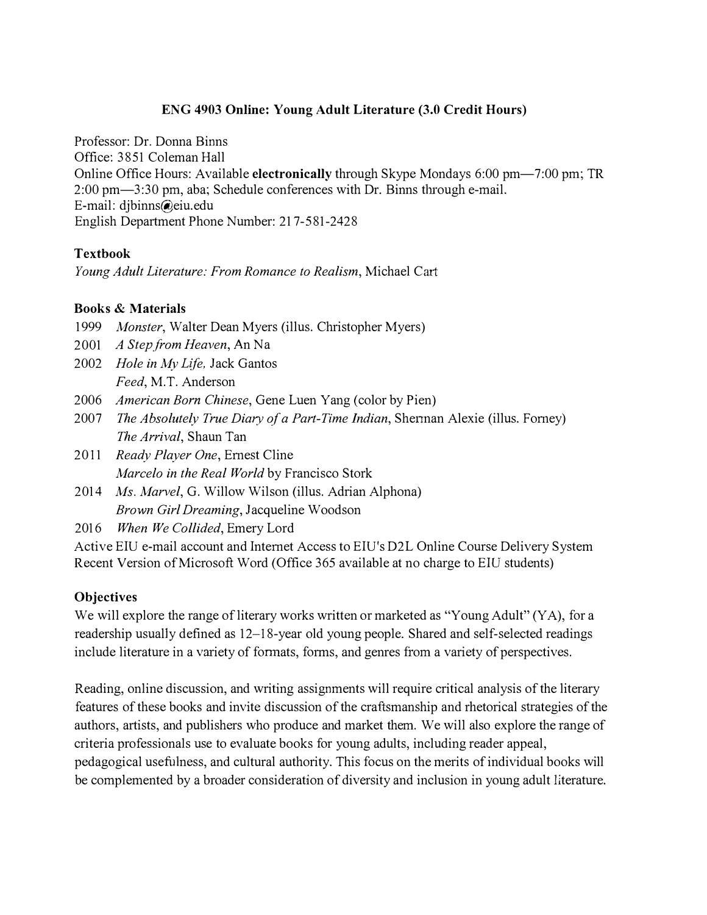**ENG 4903 Online: Young Adult Literature (3.0 Credit Hours)**

Professor: Dr. Donna Binns
Office: 3851 Coleman Hall
Online Office Hours: Available **electronically** through Skype Mondays 6:00 pm—7:00 pm; TR 2:00 pm—3:30 pm, aba; Schedule conferences with Dr. Binns through e-mail.
E-mail: djbinns@eiu.edu
English Department Phone Number: 217-581-2428

## Textbook

*Young Adult Literature: From Romance to Realism*, Michael Cart

## Books & Materials

1999 *Monster*, Walter Dean Myers (illus. Christopher Myers)
2001 *A Step from Heaven*, An Na
2002 *Hole in My Life,* Jack Gantos
*Feed*, M.T. Anderson
2006 *American Born Chinese*, Gene Luen Yang (color by Pien)
2007 *The Absolutely True Diary of a Part-Time Indian*, Sherman Alexie (illus. Forney)
*The Arrival*, Shaun Tan
2011 *Ready Player One*, Ernest Cline
*Marcelo in the Real World* by Francisco Stork
2014 *Ms. Marvel*, G. Willow Wilson (illus. Adrian Alphona)
*Brown Girl Dreaming*, Jacqueline Woodson
2016 *When We Collided*, Emery Lord
Active EIU e-mail account and Internet Access to EIU's D2L Online Course Delivery System
Recent Version of Microsoft Word (Office 365 available at no charge to EIU students)

## Objectives

We will explore the range of literary works written or marketed as "Young Adult" (YA), for a readership usually defined as 12–18-year old young people. Shared and self-selected readings include literature in a variety of formats, forms, and genres from a variety of perspectives.

Reading, online discussion, and writing assignments will require critical analysis of the literary features of these books and invite discussion of the craftsmanship and rhetorical strategies of the authors, artists, and publishers who produce and market them. We will also explore the range of criteria professionals use to evaluate books for young adults, including reader appeal, pedagogical usefulness, and cultural authority. This focus on the merits of individual books will be complemented by a broader consideration of diversity and inclusion in young adult literature.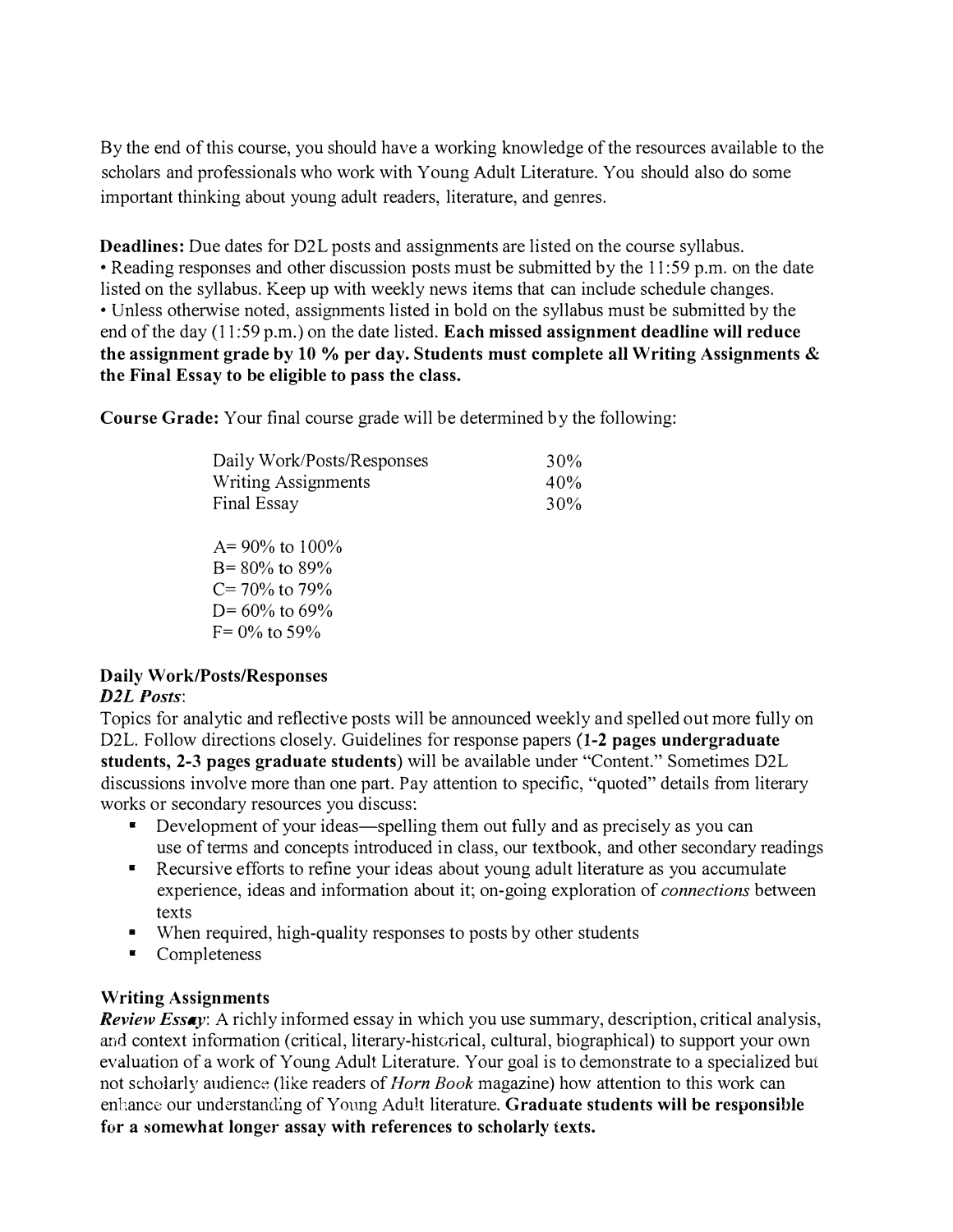By the end of this course, you should have a working knowledge of the resources available to the scholars and professionals who work with Young Adult Literature. You should also do some important thinking about young adult readers, literature, and genres.

**Deadlines:** Due dates for D2L posts and assignments are listed on the course syllabus.

- Reading responses and other discussion posts must be submitted by the 11:59 p.m. on the date listed on the syllabus. Keep up with weekly news items that can include schedule changes.
- Unless otherwise noted, assignments listed in bold on the syllabus must be submitted by the end of the day (11:59 p.m.) on the date listed. **Each missed assignment deadline will reduce the assignment grade by 10 % per day. Students must complete all Writing Assignments & the Final Essay to be eligible to pass the class.**

**Course Grade:** Your final course grade will be determined by the following:

| | |
|---|---|
| Daily Work/Posts/Responses | 30% |
| Writing Assignments | 40% |
| Final Essay | 30% |

A= 90% to 100%
B= 80% to 89%
C= 70% to 79%
D= 60% to 69%
F= 0% to 59%

**Daily Work/Posts/Responses**

***D2L Posts***:

Topics for analytic and reflective posts will be announced weekly and spelled out more fully on D2L. Follow directions closely. Guidelines for response papers **(1-2 pages undergraduate students, 2-3 pages graduate students)** will be available under "Content." Sometimes D2L discussions involve more than one part. Pay attention to specific, "quoted" details from literary works or secondary resources you discuss:

- Development of your ideas—spelling them out fully and as precisely as you can use of terms and concepts introduced in class, our textbook, and other secondary readings
- Recursive efforts to refine your ideas about young adult literature as you accumulate experience, ideas and information about it; on-going exploration of *connections* between texts
- When required, high-quality responses to posts by other students
- Completeness

**Writing Assignments**

***Review Essay***: A richly informed essay in which you use summary, description, critical analysis, and context information (critical, literary-historical, cultural, biographical) to support your own evaluation of a work of Young Adult Literature. Your goal is to demonstrate to a specialized but not scholarly audience (like readers of *Horn Book* magazine) how attention to this work can enhance our understanding of Young Adult literature. **Graduate students will be responsible for a somewhat longer assay with references to scholarly texts.**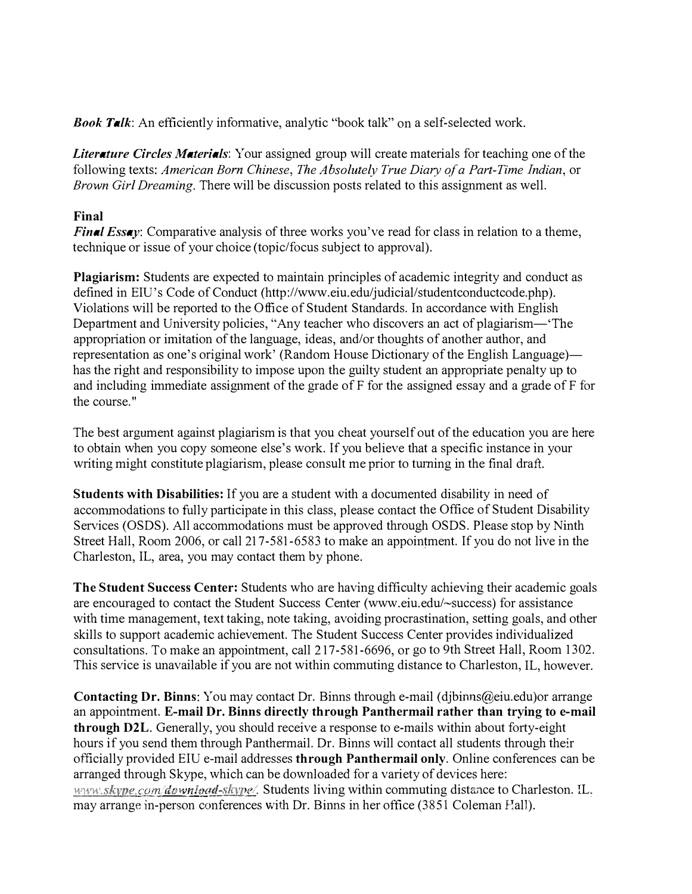***Book Talk***: An efficiently informative, analytic "book talk" on a self-selected work.

***Literature Circles Materials***: Your assigned group will create materials for teaching one of the following texts: *American Born Chinese*, *The Absolutely True Diary of a Part-Time Indian*, or *Brown Girl Dreaming*. There will be discussion posts related to this assignment as well.

**Final**

***Final Essay***: Comparative analysis of three works you've read for class in relation to a theme, technique or issue of your choice (topic/focus subject to approval).

**Plagiarism:** Students are expected to maintain principles of academic integrity and conduct as defined in EIU's Code of Conduct (http://www.eiu.edu/judicial/studentconductcode.php). Violations will be reported to the Office of Student Standards. In accordance with English Department and University policies, "Any teacher who discovers an act of plagiarism—'The appropriation or imitation of the language, ideas, and/or thoughts of another author, and representation as one's original work' (Random House Dictionary of the English Language)—has the right and responsibility to impose upon the guilty student an appropriate penalty up to and including immediate assignment of the grade of F for the assigned essay and a grade of F for the course."

The best argument against plagiarism is that you cheat yourself out of the education you are here to obtain when you copy someone else's work. If you believe that a specific instance in your writing might constitute plagiarism, please consult me prior to turning in the final draft.

**Students with Disabilities:** If you are a student with a documented disability in need of accommodations to fully participate in this class, please contact the Office of Student Disability Services (OSDS). All accommodations must be approved through OSDS. Please stop by Ninth Street Hall, Room 2006, or call 217-581-6583 to make an appointment. If you do not live in the Charleston, IL, area, you may contact them by phone.

**The Student Success Center:** Students who are having difficulty achieving their academic goals are encouraged to contact the Student Success Center (www.eiu.edu/~success) for assistance with time management, text taking, note taking, avoiding procrastination, setting goals, and other skills to support academic achievement. The Student Success Center provides individualized consultations. To make an appointment, call 217-581-6696, or go to 9th Street Hall, Room 1302. This service is unavailable if you are not within commuting distance to Charleston, IL, however.

**Contacting Dr. Binns**: You may contact Dr. Binns through e-mail (djbinns@eiu.edu)or arrange an appointment. **E-mail Dr. Binns directly through Panthermail rather than trying to e-mail through D2L.** Generally, you should receive a response to e-mails within about forty-eight hours if you send them through Panthermail. Dr. Binns will contact all students through their officially provided EIU e-mail addresses **through Panthermail only**. Online conferences can be arranged through Skype, which can be downloaded for a variety of devices here: *www.skype.com/download-skype/*. Students living within commuting distance to Charleston, IL, may arrange in-person conferences with Dr. Binns in her office (3851 Coleman Hall).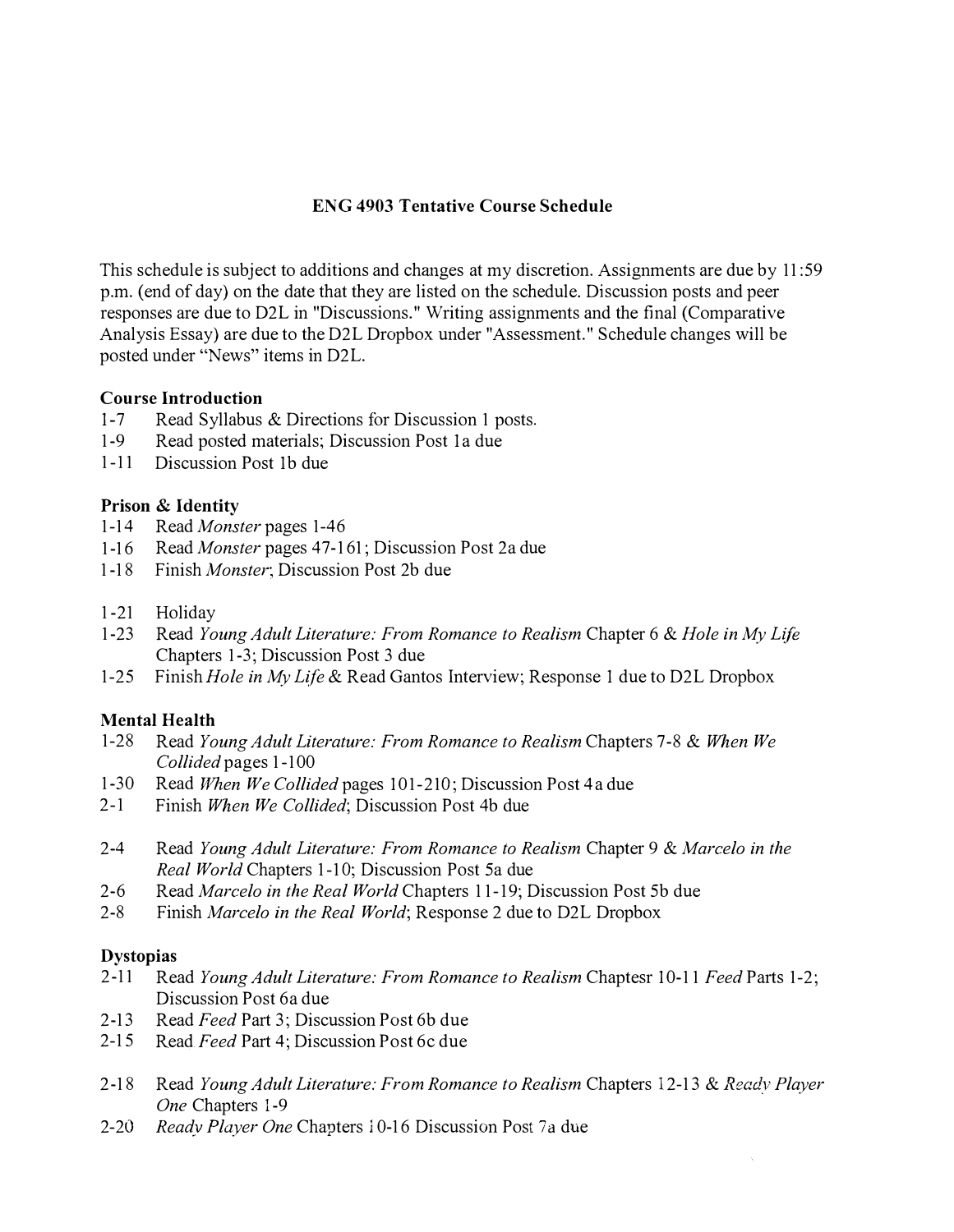## ENG 4903 Tentative Course Schedule

This schedule is subject to additions and changes at my discretion. Assignments are due by 11:59 p.m. (end of day) on the date that they are listed on the schedule. Discussion posts and peer responses are due to D2L in "Discussions." Writing assignments and the final (Comparative Analysis Essay) are due to the D2L Dropbox under "Assessment." Schedule changes will be posted under "News" items in D2L.

### Course Introduction

- 1-7 Read Syllabus & Directions for Discussion 1 posts.
- 1-9 Read posted materials; Discussion Post 1a due
- 1-11 Discussion Post 1b due

### Prison & Identity

- 1-14 Read *Monster* pages 1-46
- 1-16 Read *Monster* pages 47-161; Discussion Post 2a due
- 1-18 Finish *Monster*; Discussion Post 2b due

- 1-21 Holiday
- 1-23 Read *Young Adult Literature: From Romance to Realism* Chapter 6 & *Hole in My Life* Chapters 1-3; Discussion Post 3 due
- 1-25 Finish *Hole in My Life* & Read Gantos Interview; Response 1 due to D2L Dropbox

### Mental Health

- 1-28 Read *Young Adult Literature: From Romance to Realism* Chapters 7-8 & *When We Collided* pages 1-100
- 1-30 Read *When We Collided* pages 101-210; Discussion Post 4a due
- 2-1 Finish *When We Collided*; Discussion Post 4b due

- 2-4 Read *Young Adult Literature: From Romance to Realism* Chapter 9 & *Marcelo in the Real World* Chapters 1-10; Discussion Post 5a due
- 2-6 Read *Marcelo in the Real World* Chapters 11-19; Discussion Post 5b due
- 2-8 Finish *Marcelo in the Real World*; Response 2 due to D2L Dropbox

### Dystopias

- 2-11 Read *Young Adult Literature: From Romance to Realism* Chaptesr 10-11 *Feed* Parts 1-2; Discussion Post 6a due
- 2-13 Read *Feed* Part 3; Discussion Post 6b due
- 2-15 Read *Feed* Part 4; Discussion Post 6c due

- 2-18 Read *Young Adult Literature: From Romance to Realism* Chapters 12-13 & *Ready Player One* Chapters 1-9
- 2-20 *Ready Player One* Chapters 10-16 Discussion Post 7a due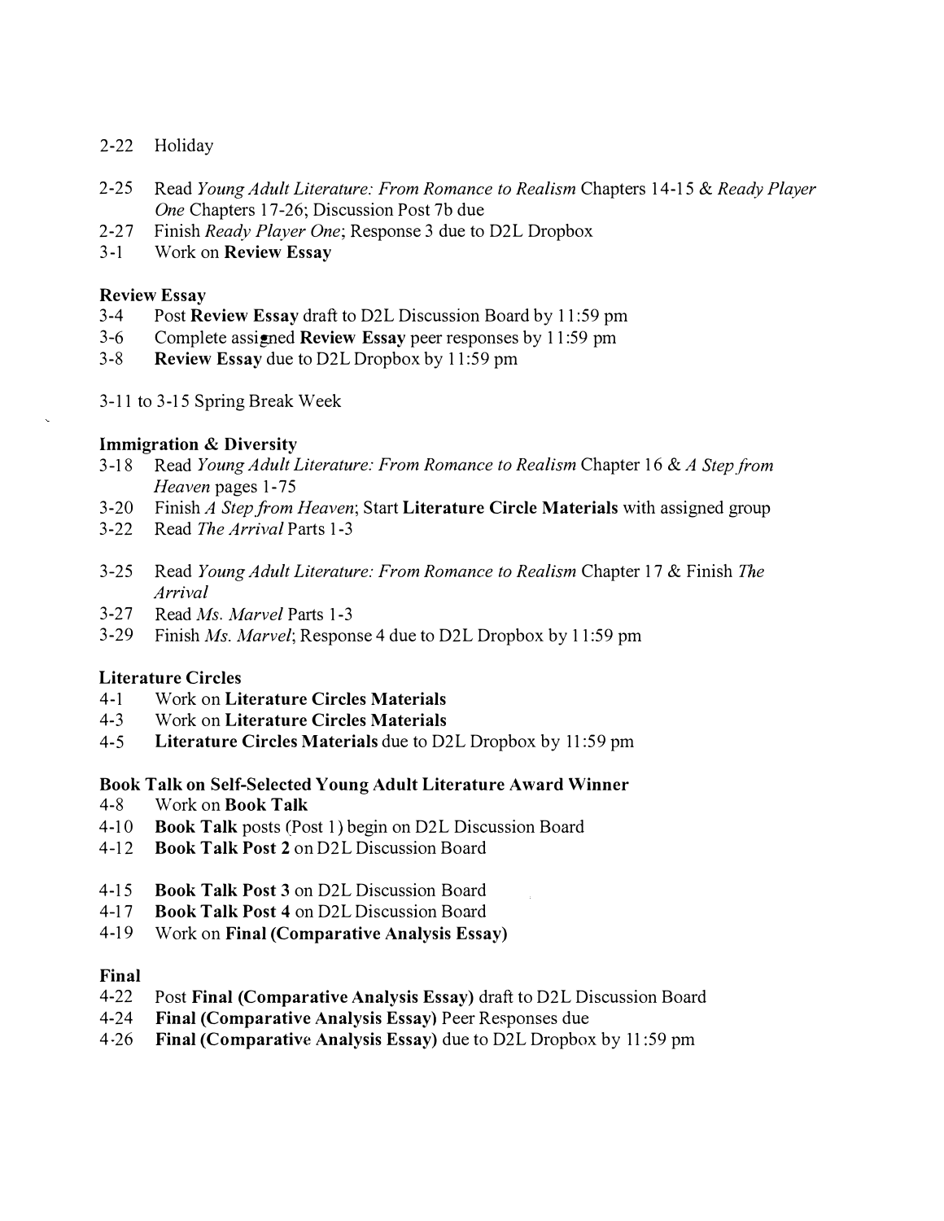2-22 Holiday

2-25 Read *Young Adult Literature: From Romance to Realism* Chapters 14-15 & *Ready Player One* Chapters 17-26; Discussion Post 7b due
2-27 Finish *Ready Player One*; Response 3 due to D2L Dropbox
3-1 Work on **Review Essay**

**Review Essay**
3-4 Post **Review Essay** draft to D2L Discussion Board by 11:59 pm
3-6 Complete assigned **Review Essay** peer responses by 11:59 pm
3-8 **Review Essay** due to D2L Dropbox by 11:59 pm

3-11 to 3-15 Spring Break Week

**Immigration & Diversity**
3-18 Read *Young Adult Literature: From Romance to Realism* Chapter 16 & *A Step from Heaven* pages 1-75
3-20 Finish *A Step from Heaven*; Start **Literature Circle Materials** with assigned group
3-22 Read *The Arrival* Parts 1-3

3-25 Read *Young Adult Literature: From Romance to Realism* Chapter 17 & Finish *The Arrival*
3-27 Read *Ms. Marvel* Parts 1-3
3-29 Finish *Ms. Marvel*; Response 4 due to D2L Dropbox by 11:59 pm

**Literature Circles**
4-1 Work on **Literature Circles Materials**
4-3 Work on **Literature Circles Materials**
4-5 **Literature Circles Materials** due to D2L Dropbox by 11:59 pm

**Book Talk on Self-Selected Young Adult Literature Award Winner**
4-8 Work on **Book Talk**
4-10 **Book Talk** posts (Post 1) begin on D2L Discussion Board
4-12 **Book Talk Post 2** on D2L Discussion Board

4-15 **Book Talk Post 3** on D2L Discussion Board
4-17 **Book Talk Post 4** on D2L Discussion Board
4-19 Work on **Final (Comparative Analysis Essay)**

**Final**
4-22 Post **Final (Comparative Analysis Essay)** draft to D2L Discussion Board
4-24 **Final (Comparative Analysis Essay)** Peer Responses due
4-26 **Final (Comparative Analysis Essay)** due to D2L Dropbox by 11:59 pm